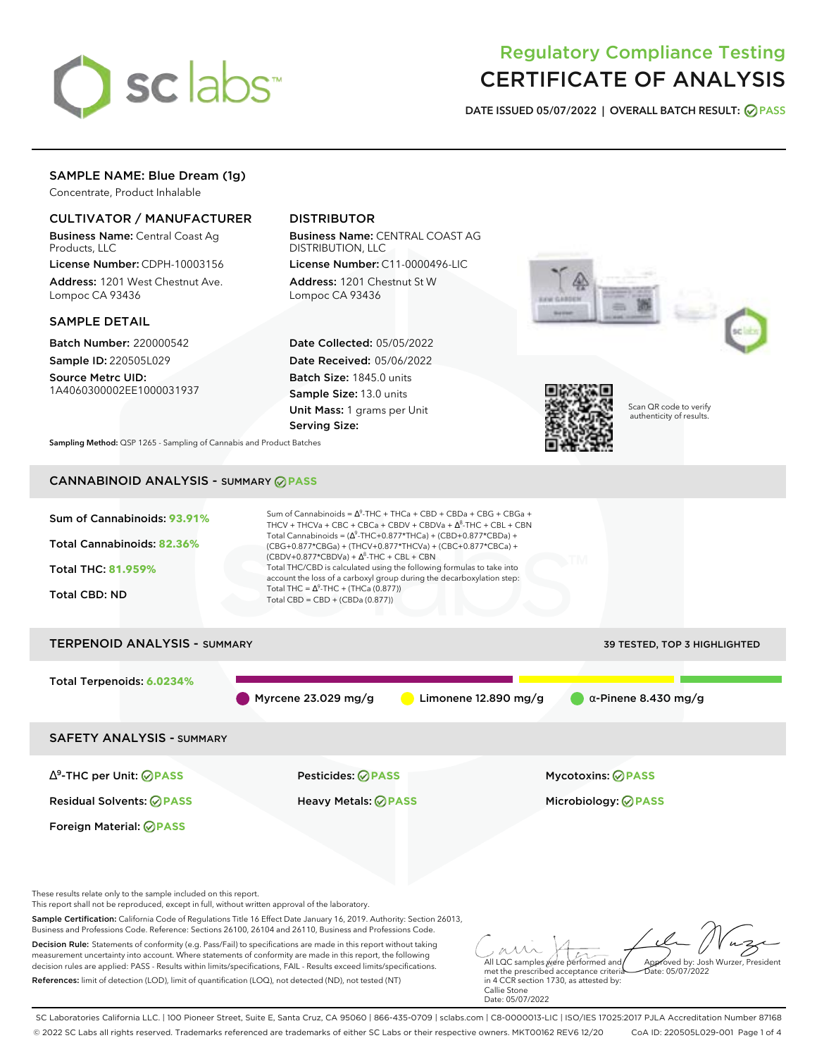# Regulatory Compliance Testing

# CERTIFICATE OF ANALYSIS

**DATE ISSUED 05/07/2022 | OVERALL BATCH RESULT: PASS**

## SAMPLE NAME: Blue Dream (1g)

Concentrate, Product Inhalable

### CULTIVATOR / MANUFACTURER

**Business Name:** Central Coast Ag Products, LLC

**License Number:** CDPH-10003156

**Address:** 1201 West Chestnut Ave. Lompoc CA 93436

### DISTRIBUTOR

**Business Name:** CENTRAL COAST AG DISTRIBUTION, LLC

**License Number:** C11-0000496-LIC

**Address:** 1201 Chestnut St W Lompoc CA 93436

### SAMPLE DETAIL

**Batch Number:** 220000542

**Sample ID:** 220505L029

**Source Metrc UID:** 1A4060300002EE1000031937

**Date Collected:** 05/05/2022

**Date Received:** 05/06/2022

**Batch Size:** 1845.0 units

**Sample Size:** 13.0 units

**Unit Mass:** 1 grams per Unit

**Serving Size:**

Scan QR code to verify authenticity of results.

**Sampling Method:** QSP 1265 - Sampling of Cannabis and Product Batches

## CANNABINOID ANALYSIS - SUMMARY PASS

**Sum of Cannabinoids:** 93.91%

**Total Cannabinoids:** 82.36%

**Total THC:** 81.959%

**Total CBD:** ND

Sum of Cannabinoids = $\Delta^9$-THC + THCa + CBD + CBDa + CBG + CBGa + THCV + THCVa + CBC + CBCa + CBDV + CBDVa + $\Delta^8$-THC + CBL + CBN

Total Cannabinoids = ($\Delta^9$-THC+0.877*THCa) + (CBD+0.877*CBDa) + (CBG+0.877*CBGa) + (THCV+0.877*THCVa) + (CBC+0.877*CBCa) + (CBDV+0.877*CBDVa) + $\Delta^8$-THC + CBL + CBN

Total THC/CBD is calculated using the following formulas to take into account the loss of a carboxyl group during the decarboxylation step:

Total THC = $\Delta^9$-THC + (THCa (0.877))

Total CBD = CBD + (CBDa (0.877))

## TERPENOID ANALYSIS - SUMMARY

39 TESTED, TOP 3 HIGHLIGHTED

**Total Terpenoids:** 6.0234%

Myrcene 23.029 mg/g | Limonene 12.890 mg/g | α-Pinene 8.430 mg/g

## SAFETY ANALYSIS - SUMMARY

| | | |
|---|---|---|
| $\Delta^9$-THC per Unit: PASS | Pesticides: PASS | Mycotoxins: PASS |
| Residual Solvents: PASS | Heavy Metals: PASS | Microbiology: PASS |
| Foreign Material: PASS | | |

These results relate only to the sample included on this report.
This report shall not be reproduced, except in full, without written approval of the laboratory.

**Sample Certification:** California Code of Regulations Title 16 Effect Date January 16, 2019. Authority: Section 26013, Business and Professions Code. Reference: Sections 26100, 26104 and 26110, Business and Professions Code.

**Decision Rule:** Statements of conformity (e.g. Pass/Fail) to specifications are made in this report without taking measurement uncertainty into account. Where statements of conformity are made in this report, the following decision rules are applied: PASS - Results within limits/specifications, FAIL - Results exceed limits/specifications.

**References:** limit of detection (LOD), limit of quantification (LOQ), not detected (ND), not tested (NT)

All LQC samples were performed and met the prescribed acceptance criteria in 4 CCR section 1730, as attested by: Callie Stone Date: 05/07/2022

Approved by: Josh Wurzer, President Date: 05/07/2022

SC Laboratories California LLC. | 100 Pioneer Street, Suite E, Santa Cruz, CA 95060 | 866-435-0709 | sclabs.com | C8-0000013-LIC | ISO/IES 17025:2017 PJLA Accreditation Number 87168
© 2022 SC Labs all rights reserved. Trademarks referenced are trademarks of either SC Labs or their respective owners. MKT00162 REV6 12/20 CoA ID: 220505L029-001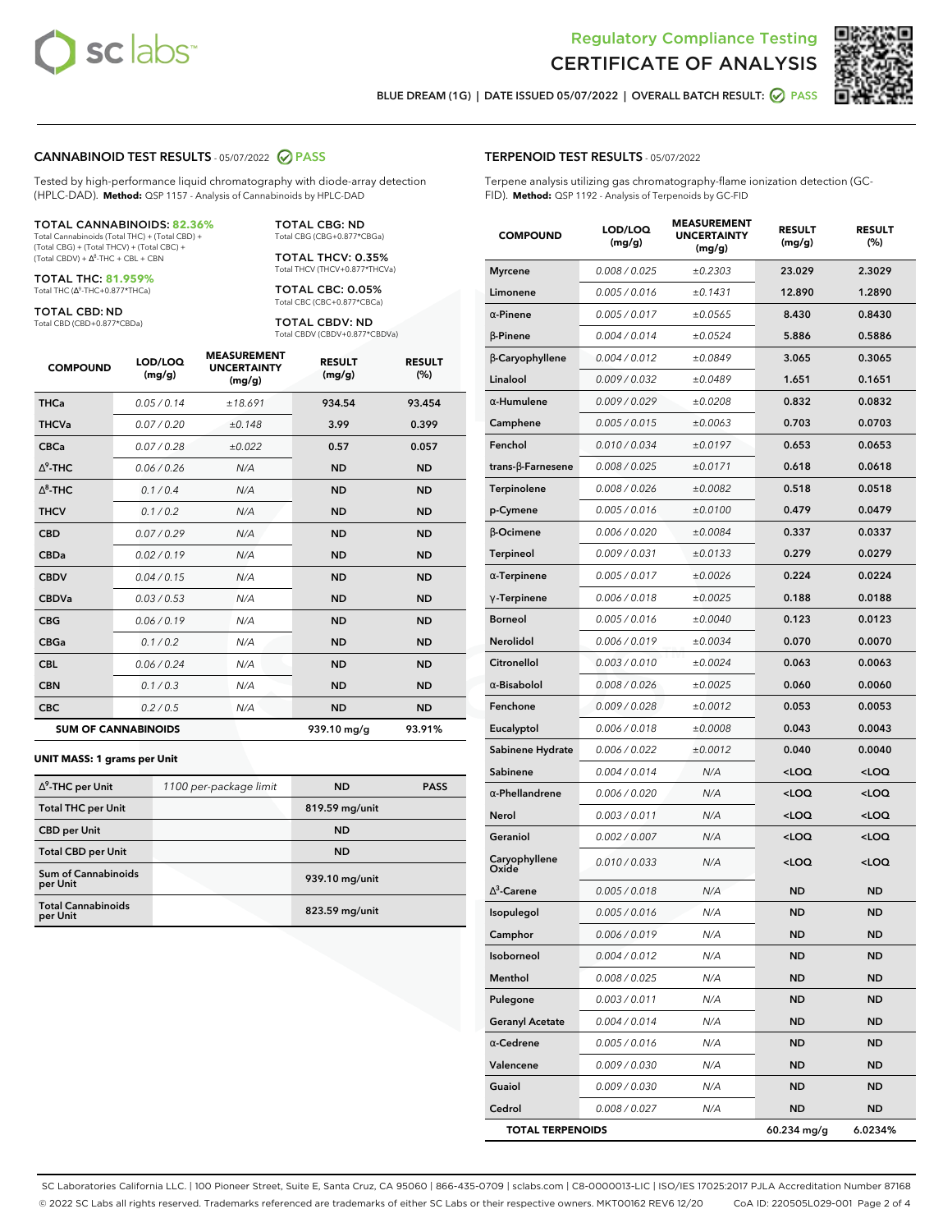Regulatory Compliance Testing
# CERTIFICATE OF ANALYSIS

BLUE DREAM (1G) | DATE ISSUED 05/07/2022 | OVERALL BATCH RESULT: PASS

## CANNABINOID TEST RESULTS - 05/07/2022 PASS

Tested by high-performance liquid chromatography with diode-array detection (HPLC-DAD). **Method:** QSP 1157 - Analysis of Cannabinoids by HPLC-DAD

**TOTAL CANNABINOIDS: 82.36%**
Total Cannabinoids (Total THC) + (Total CBD) + (Total CBG) + (Total THCV) + (Total CBC) + (Total CBDV) + $\Delta^8$-THC + CBL + CBN

**TOTAL THC: 81.959%**
Total THC ($\Delta^9$-THC+0.877*THCa)

**TOTAL CBD: ND**
Total CBD (CBD+0.877*CBDa)

**TOTAL CBG: ND**
Total CBG (CBG+0.877*CBGa)

**TOTAL THCV: 0.35%**
Total THCV (THCV+0.877*THCVa)

**TOTAL CBC: 0.05%**
Total CBC (CBC+0.877*CBCa)

**TOTAL CBDV: ND**
Total CBDV (CBDV+0.877*CBDVa)

| COMPOUND | LOD/LOQ (mg/g) | MEASUREMENT UNCERTAINTY (mg/g) | RESULT (mg/g) | RESULT (%) |
|---|---|---|---|---|
| THCa | 0.05 / 0.14 | ±18.691 | 934.54 | 93.454 |
| THCVa | 0.07 / 0.20 | ±0.148 | 3.99 | 0.399 |
| CBCa | 0.07 / 0.28 | ±0.022 | 0.57 | 0.057 |
| $\Delta^9$-THC | 0.06 / 0.26 | N/A | ND | ND |
| $\Delta^8$-THC | 0.1 / 0.4 | N/A | ND | ND |
| THCV | 0.1 / 0.2 | N/A | ND | ND |
| CBD | 0.07 / 0.29 | N/A | ND | ND |
| CBDa | 0.02 / 0.19 | N/A | ND | ND |
| CBDV | 0.04 / 0.15 | N/A | ND | ND |
| CBDVa | 0.03 / 0.53 | N/A | ND | ND |
| CBG | 0.06 / 0.19 | N/A | ND | ND |
| CBGa | 0.1 / 0.2 | N/A | ND | ND |
| CBL | 0.06 / 0.24 | N/A | ND | ND |
| CBN | 0.1 / 0.3 | N/A | ND | ND |
| CBC | 0.2 / 0.5 | N/A | ND | ND |
| **SUM OF CANNABINOIDS** | | | 939.10 mg/g | 93.91% |

**UNIT MASS: 1 grams per Unit**

| | | | |
|---|---|---|---|
| $\Delta^9$-THC per Unit | 1100 per-package limit | ND | PASS |
| Total THC per Unit | | 819.59 mg/unit | |
| CBD per Unit | | ND | |
| Total CBD per Unit | | ND | |
| Sum of Cannabinoids per Unit | | 939.10 mg/unit | |
| Total Cannabinoids per Unit | | 823.59 mg/unit | |

## TERPENOID TEST RESULTS - 05/07/2022

Terpene analysis utilizing gas chromatography-flame ionization detection (GC-FID). **Method:** QSP 1192 - Analysis of Terpenoids by GC-FID

| COMPOUND | LOD/LOQ (mg/g) | MEASUREMENT UNCERTAINTY (mg/g) | RESULT (mg/g) | RESULT (%) |
|---|---|---|---|---|
| Myrcene | 0.008 / 0.025 | ±0.2303 | 23.029 | 2.3029 |
| Limonene | 0.005 / 0.016 | ±0.1431 | 12.890 | 1.2890 |
| α-Pinene | 0.005 / 0.017 | ±0.0565 | 8.430 | 0.8430 |
| β-Pinene | 0.004 / 0.014 | ±0.0524 | 5.886 | 0.5886 |
| β-Caryophyllene | 0.004 / 0.012 | ±0.0849 | 3.065 | 0.3065 |
| Linalool | 0.009 / 0.032 | ±0.0489 | 1.651 | 0.1651 |
| α-Humulene | 0.009 / 0.029 | ±0.0208 | 0.832 | 0.0832 |
| Camphene | 0.005 / 0.015 | ±0.0063 | 0.703 | 0.0703 |
| Fenchol | 0.010 / 0.034 | ±0.0197 | 0.653 | 0.0653 |
| trans-β-Farnesene | 0.008 / 0.025 | ±0.0171 | 0.618 | 0.0618 |
| Terpinolene | 0.008 / 0.026 | ±0.0082 | 0.518 | 0.0518 |
| p-Cymene | 0.005 / 0.016 | ±0.0100 | 0.479 | 0.0479 |
| β-Ocimene | 0.006 / 0.020 | ±0.0084 | 0.337 | 0.0337 |
| Terpineol | 0.009 / 0.031 | ±0.0133 | 0.279 | 0.0279 |
| α-Terpinene | 0.005 / 0.017 | ±0.0026 | 0.224 | 0.0224 |
| γ-Terpinene | 0.006 / 0.018 | ±0.0025 | 0.188 | 0.0188 |
| Borneol | 0.005 / 0.016 | ±0.0040 | 0.123 | 0.0123 |
| Nerolidol | 0.006 / 0.019 | ±0.0034 | 0.070 | 0.0070 |
| Citronellol | 0.003 / 0.010 | ±0.0024 | 0.063 | 0.0063 |
| α-Bisabolol | 0.008 / 0.026 | ±0.0025 | 0.060 | 0.0060 |
| Fenchone | 0.009 / 0.028 | ±0.0012 | 0.053 | 0.0053 |
| Eucalyptol | 0.006 / 0.018 | ±0.0008 | 0.043 | 0.0043 |
| Sabinene Hydrate | 0.006 / 0.022 | ±0.0012 | 0.040 | 0.0040 |
| Sabinene | 0.004 / 0.014 | N/A | <LOQ | <LOQ |
| α-Phellandrene | 0.006 / 0.020 | N/A | <LOQ | <LOQ |
| Nerol | 0.003 / 0.011 | N/A | <LOQ | <LOQ |
| Geraniol | 0.002 / 0.007 | N/A | <LOQ | <LOQ |
| Caryophyllene Oxide | 0.010 / 0.033 | N/A | <LOQ | <LOQ |
| $\Delta^3$-Carene | 0.005 / 0.018 | N/A | ND | ND |
| Isopulegol | 0.005 / 0.016 | N/A | ND | ND |
| Camphor | 0.006 / 0.019 | N/A | ND | ND |
| Isoborneol | 0.004 / 0.012 | N/A | ND | ND |
| Menthol | 0.008 / 0.025 | N/A | ND | ND |
| Pulegone | 0.003 / 0.011 | N/A | ND | ND |
| Geranyl Acetate | 0.004 / 0.014 | N/A | ND | ND |
| α-Cedrene | 0.005 / 0.016 | N/A | ND | ND |
| Valencene | 0.009 / 0.030 | N/A | ND | ND |
| Guaiol | 0.009 / 0.030 | N/A | ND | ND |
| Cedrol | 0.008 / 0.027 | N/A | ND | ND |
| **TOTAL TERPENOIDS** | | | 60.234 mg/g | 6.0234% |

SC Laboratories California LLC. | 100 Pioneer Street, Suite E, Santa Cruz, CA 95060 | 866-435-0709 | sclabs.com | C8-0000013-LIC | ISO/IES 17025:2017 PJLA Accreditation Number 87168
© 2022 SC Labs all rights reserved. Trademarks referenced are trademarks of either SC Labs or their respective owners. MKT00162 REV6 12/20 CoA ID: 220505L029-001